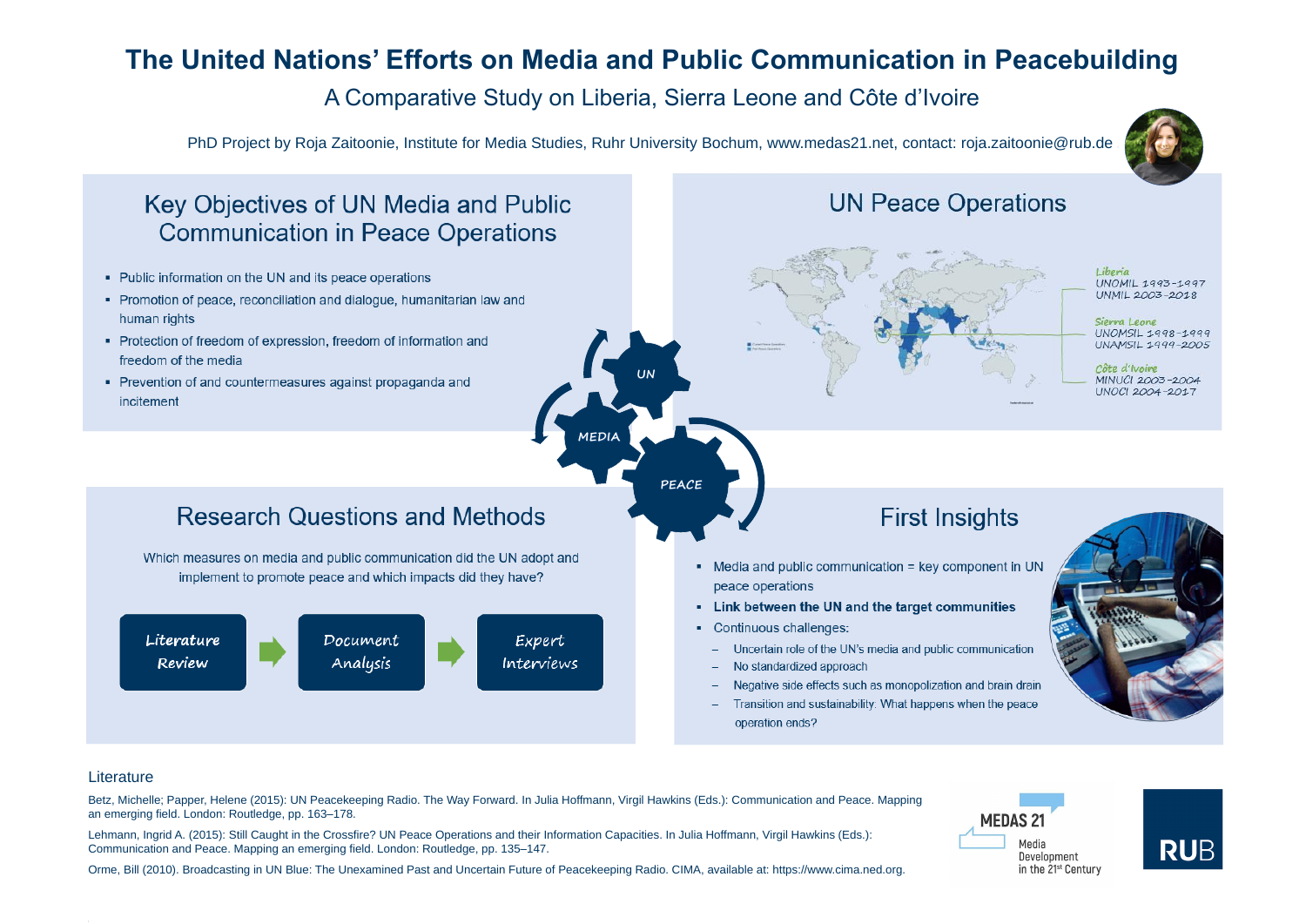# The United Nations' Efforts on Media and Public Communication in Peacebuilding

## A Comparative Study on Liberia, Sierra Leone and Côte d'Ivoire

PhD Project by Roja Zaitoonie, Institute for Media Studies, Ruhr University Bochum, www.medas21.net, contact: roja.zaitoonie@rub.de

## Key Objectives of UN Media and Public Communication in Peace Operations

- Public information on the UN and its peace operations
- Promotion of peace, reconciliation and dialogue, humanitarian law and human rights
- Protection of freedom of expression, freedom of information and freedom of the media
- Prevention of and countermeasures against propaganda and incitement

## UN Peace Operations

**Liberia**
UNOMIL 1993–1997
UNMIL 2003–2018

**Sierra Leone**
UNOMSIL 1998–1999
UNAMSIL 1999–2005

**Côte d'Ivoire**
MINUCI 2003–2004
UNOCI 2004–2017

UN – MEDIA – PEACE

## Research Questions and Methods

Which measures on media and public communication did the UN adopt and implement to promote peace and which impacts did they have?

Literature Review → Document Analysis → Expert Interviews

## First Insights

- Media and public communication = key component in UN peace operations
- **Link between the UN and the target communities**
- Continuous challenges:
  - Uncertain role of the UN's media and public communication
  - No standardized approach
  - Negative side effects such as monopolization and brain drain
  - Transition and sustainability: What happens when the peace operation ends?

## Literature

Betz, Michelle; Papper, Helene (2015): UN Peacekeeping Radio. The Way Forward. In Julia Hoffmann, Virgil Hawkins (Eds.): Communication and Peace. Mapping an emerging field. London: Routledge, pp. 163–178.

Lehmann, Ingrid A. (2015): Still Caught in the Crossfire? UN Peace Operations and their Information Capacities. In Julia Hoffmann, Virgil Hawkins (Eds.): Communication and Peace. Mapping an emerging field. London: Routledge, pp. 135–147.

Orme, Bill (2010). Broadcasting in UN Blue: The Unexamined Past and Uncertain Future of Peacekeeping Radio. CIMA, available at: https://www.cima.ned.org.

MEDAS 21 Media Development in the 21st Century

RUB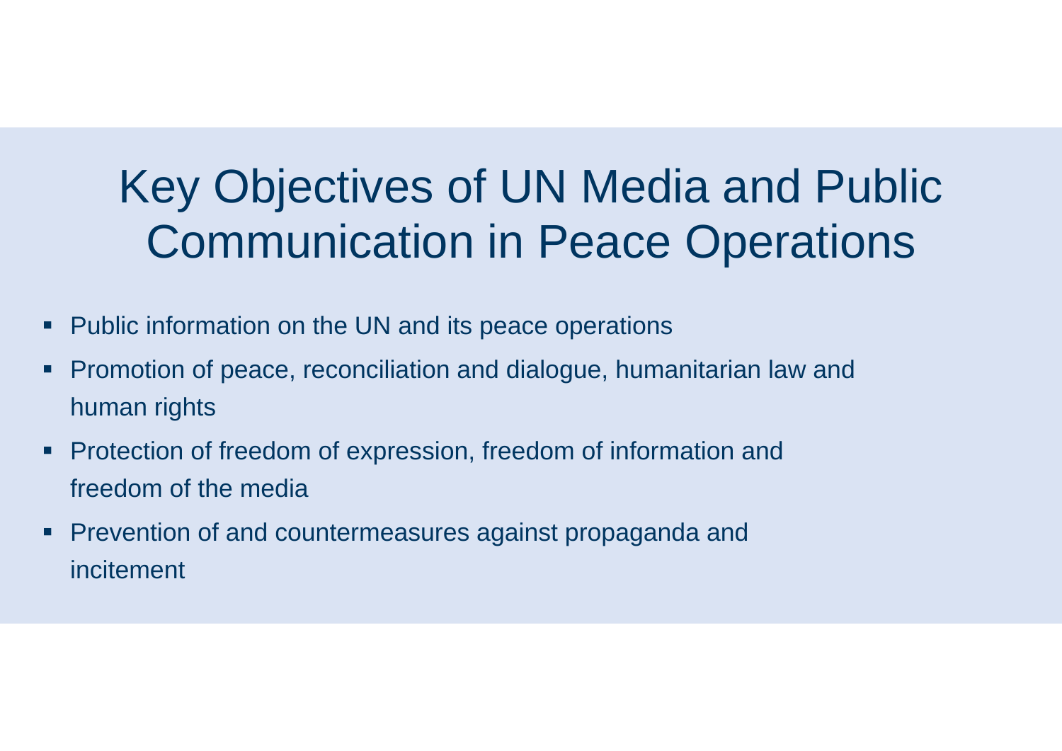# Key Objectives of UN Media and Public Communication in Peace Operations

- Public information on the UN and its peace operations
- Promotion of peace, reconciliation and dialogue, humanitarian law and human rights
- Protection of freedom of expression, freedom of information and freedom of the media
- Prevention of and countermeasures against propaganda and incitement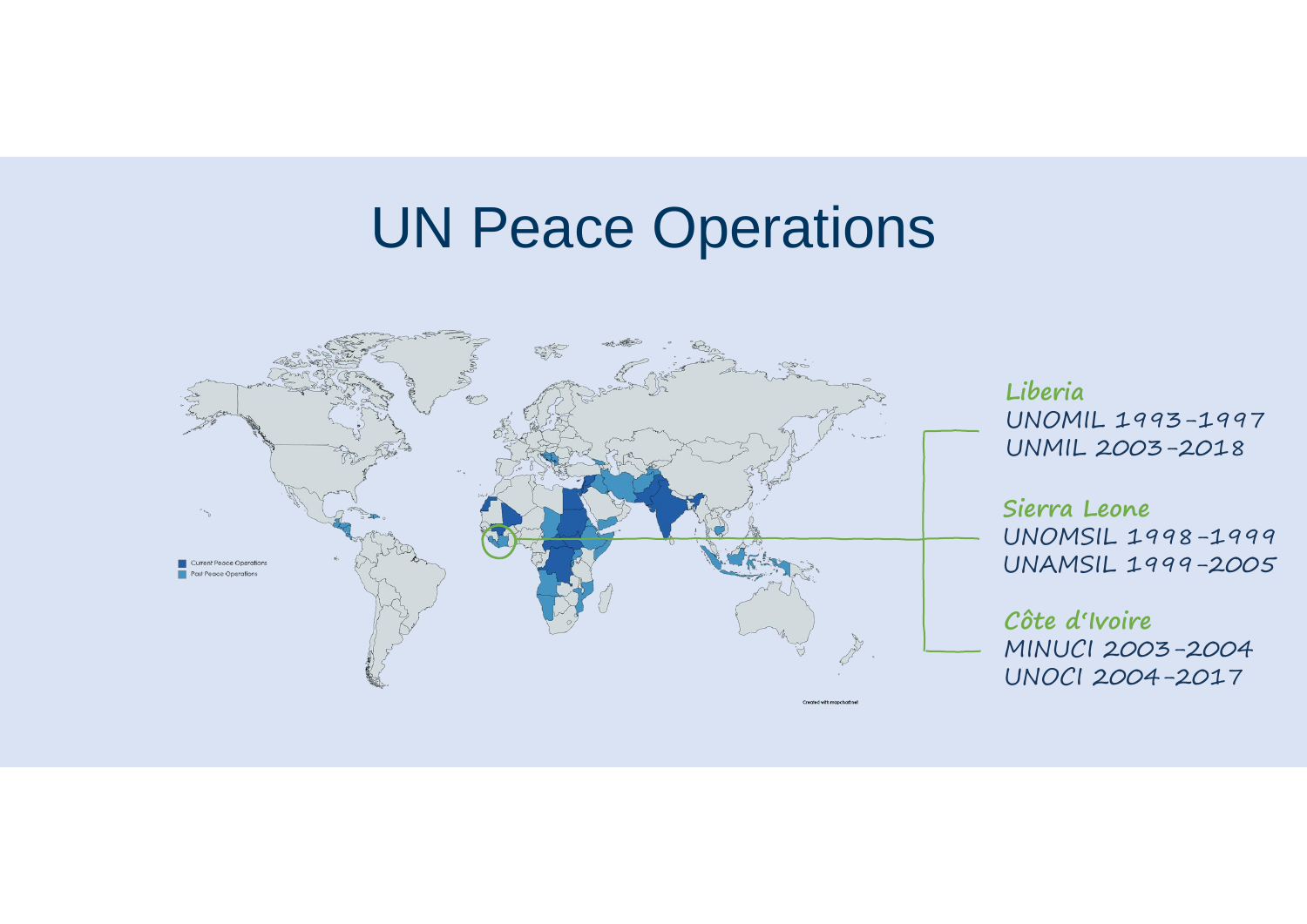# UN Peace Operations

Current Peace Operations
Past Peace Operations

Created with mapchart.net

**Liberia**
UNOMIL 1993–1997
UNMIL 2003–2018

**Sierra Leone**
UNOMSIL 1998–1999
UNAMSIL 1999–2005

**Côte d'Ivoire**
MINUCI 2003–2004
UNOCI 2004–2017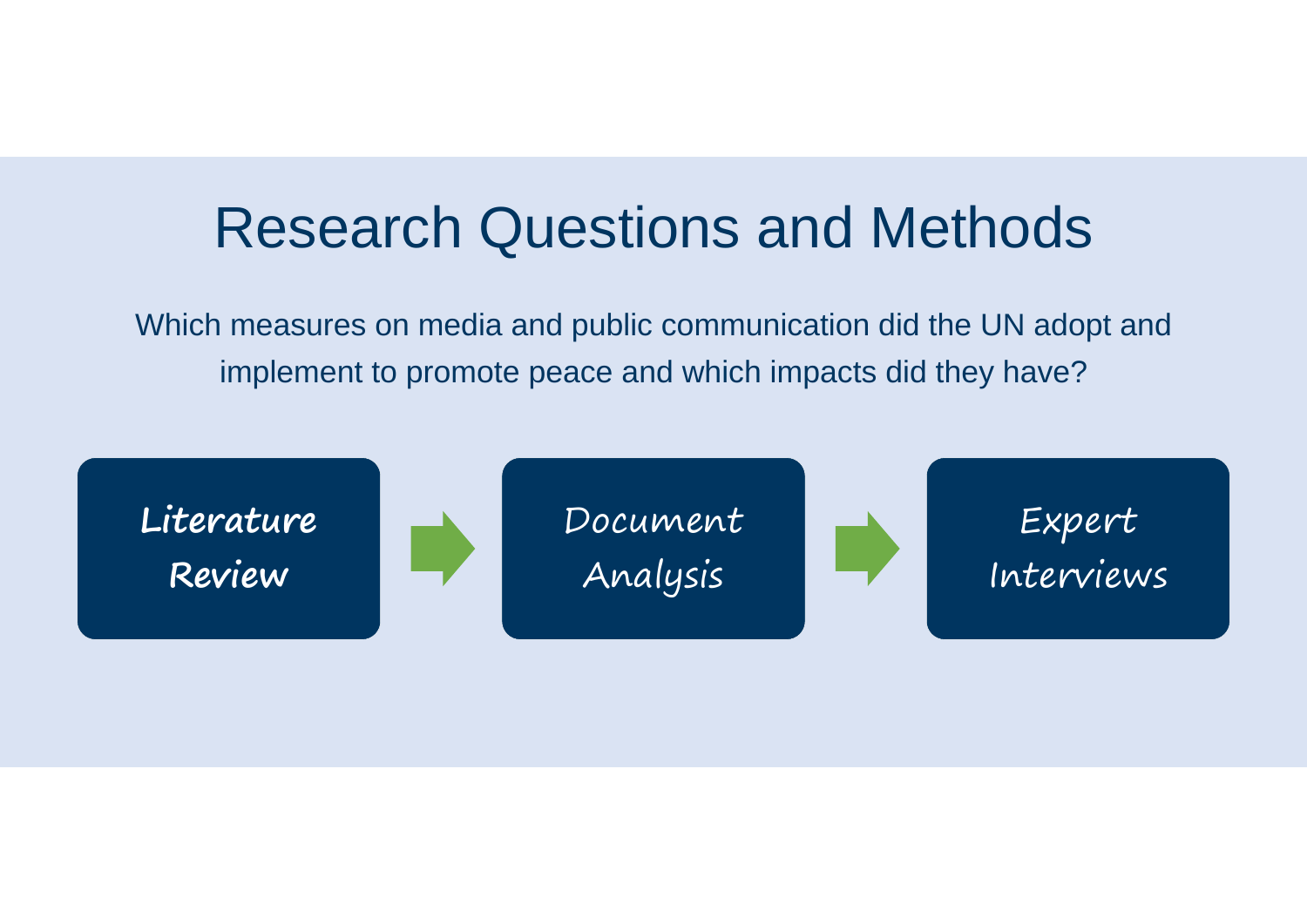# Research Questions and Methods

Which measures on media and public communication did the UN adopt and implement to promote peace and which impacts did they have?

**Literature Review** → Document Analysis → Expert Interviews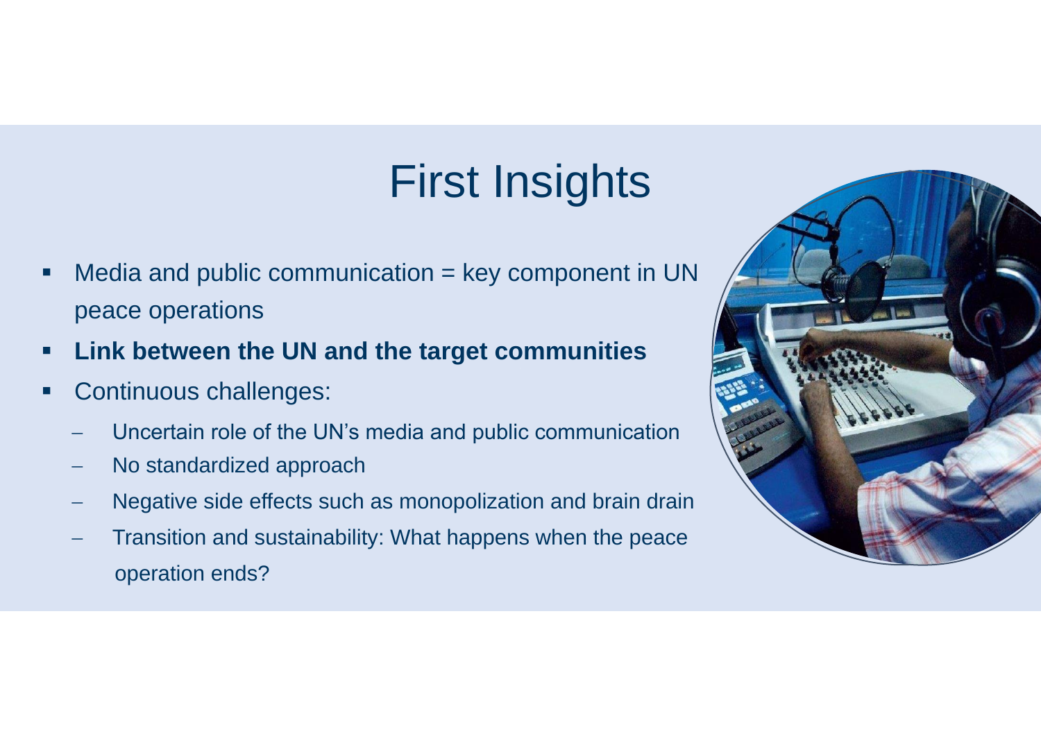# First Insights

- Media and public communication = key component in UN peace operations
- **Link between the UN and the target communities**
- Continuous challenges:
  - Uncertain role of the UN's media and public communication
  - No standardized approach
  - Negative side effects such as monopolization and brain drain
  - Transition and sustainability: What happens when the peace operation ends?